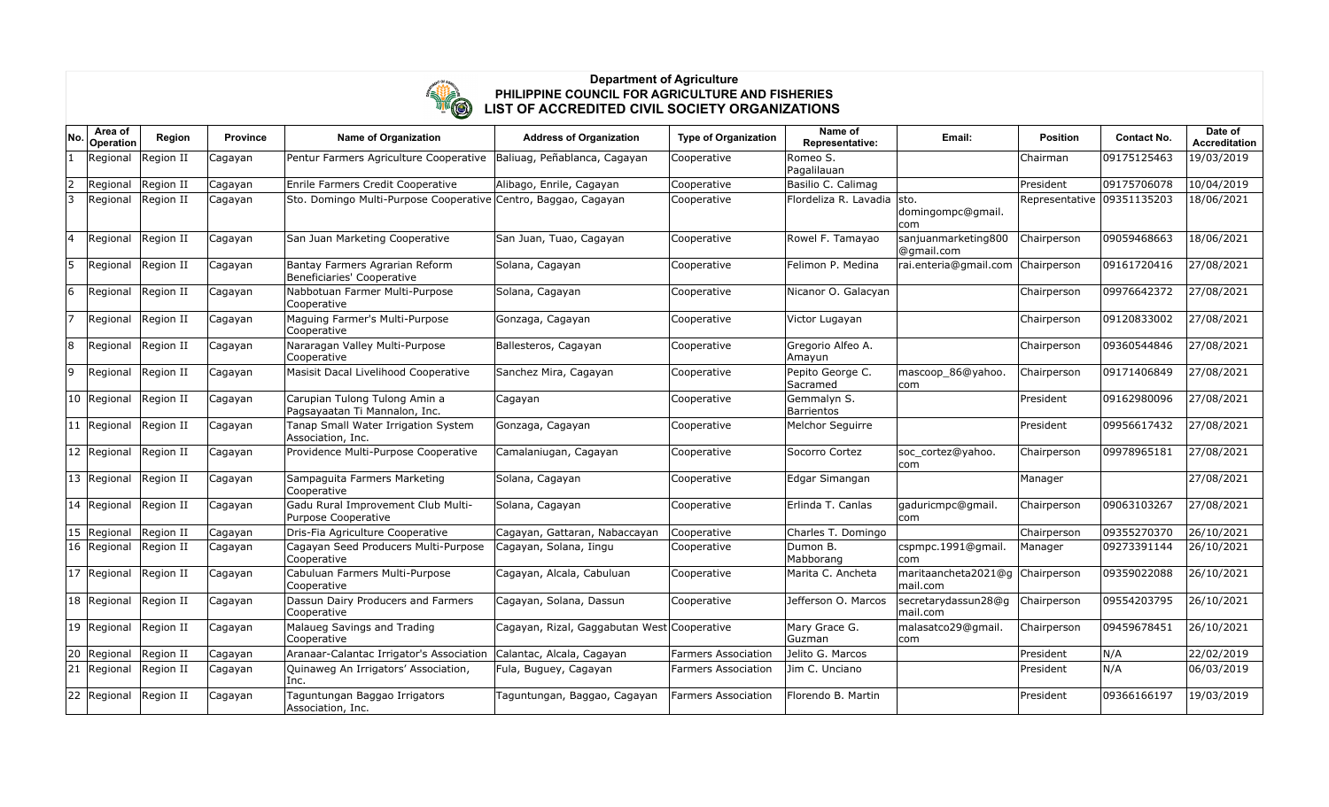# Department of Agriculture
## PHILIPPINE COUNCIL FOR AGRICULTURE AND FISHERIES
## LIST OF ACCREDITED CIVIL SOCIETY ORGANIZATIONS

| No. | Area of Operation | Region | Province | Name of Organization | Address of Organization | Type of Organization | Name of Representative: | Email: | Position | Contact No. | Date of Accreditation |
|---|---|---|---|---|---|---|---|---|---|---|---|
| 1 | Regional | Region II | Cagayan | Pentur Farmers Agriculture Cooperative | Baliuag, Peñablanca, Cagayan | Cooperative | Romeo S. Pagalilauan | | Chairman | 09175125463 | 19/03/2019 |
| 2 | Regional | Region II | Cagayan | Enrile Farmers Credit Cooperative | Alibago, Enrile, Cagayan | Cooperative | Basilio C. Calimag | | President | 09175706078 | 10/04/2019 |
| 3 | Regional | Region II | Cagayan | Sto. Domingo Multi-Purpose Cooperative | Centro, Baggao, Cagayan | Cooperative | Flordeliza R. Lavadia | sto.domingompc@gmail.com | Representative | 09351135203 | 18/06/2021 |
| 4 | Regional | Region II | Cagayan | San Juan Marketing Cooperative | San Juan, Tuao, Cagayan | Cooperative | Rowel F. Tamayao | sanjuanmarketing800@gmail.com | Chairperson | 09059468663 | 18/06/2021 |
| 5 | Regional | Region II | Cagayan | Bantay Farmers Agrarian Reform Beneficiaries' Cooperative | Solana, Cagayan | Cooperative | Felimon P. Medina | rai.enteria@gmail.com | Chairperson | 09161720416 | 27/08/2021 |
| 6 | Regional | Region II | Cagayan | Nabbotuan Farmer Multi-Purpose Cooperative | Solana, Cagayan | Cooperative | Nicanor O. Galacyan | | Chairperson | 09976642372 | 27/08/2021 |
| 7 | Regional | Region II | Cagayan | Maguing Farmer's Multi-Purpose Cooperative | Gonzaga, Cagayan | Cooperative | Victor Lugayan | | Chairperson | 09120833002 | 27/08/2021 |
| 8 | Regional | Region II | Cagayan | Nararagan Valley Multi-Purpose Cooperative | Ballesteros, Cagayan | Cooperative | Gregorio Alfeo A. Amayun | | Chairperson | 09360544846 | 27/08/2021 |
| 9 | Regional | Region II | Cagayan | Masisit Dacal Livelihood Cooperative | Sanchez Mira, Cagayan | Cooperative | Pepito George C. Sacramed | mascoop_86@yahoo.com | Chairperson | 09171406849 | 27/08/2021 |
| 10 | Regional | Region II | Cagayan | Carupian Tulong Tulong Amin a Pagsayaatan Ti Mannalon, Inc. | Cagayan | Cooperative | Gemmalyn S. Barrientos | | President | 09162980096 | 27/08/2021 |
| 11 | Regional | Region II | Cagayan | Tanap Small Water Irrigation System Association, Inc. | Gonzaga, Cagayan | Cooperative | Melchor Seguirre | | President | 09956617432 | 27/08/2021 |
| 12 | Regional | Region II | Cagayan | Providence Multi-Purpose Cooperative | Camalaniugan, Cagayan | Cooperative | Socorro Cortez | soc_cortez@yahoo.com | Chairperson | 09978965181 | 27/08/2021 |
| 13 | Regional | Region II | Cagayan | Sampaguita Farmers Marketing Cooperative | Solana, Cagayan | Cooperative | Edgar Simangan | | Manager | | 27/08/2021 |
| 14 | Regional | Region II | Cagayan | Gadu Rural Improvement Club Multi-Purpose Cooperative | Solana, Cagayan | Cooperative | Erlinda T. Canlas | gaduricmpc@gmail.com | Chairperson | 09063103267 | 27/08/2021 |
| 15 | Regional | Region II | Cagayan | Dris-Fia Agriculture Cooperative | Cagayan, Gattaran, Nabaccayan | Cooperative | Charles T. Domingo | | Chairperson | 09355270370 | 26/10/2021 |
| 16 | Regional | Region II | Cagayan | Cagayan Seed Producers Multi-Purpose Cooperative | Cagayan, Solana, Iingu | Cooperative | Dumon B. Mabborang | cspmpc.1991@gmail.com | Manager | 09273391144 | 26/10/2021 |
| 17 | Regional | Region II | Cagayan | Cabuluan Farmers Multi-Purpose Cooperative | Cagayan, Alcala, Cabuluan | Cooperative | Marita C. Ancheta | maritaancheta2021@gmail.com | Chairperson | 09359022088 | 26/10/2021 |
| 18 | Regional | Region II | Cagayan | Dassun Dairy Producers and Farmers Cooperative | Cagayan, Solana, Dassun | Cooperative | Jefferson O. Marcos | secretarydassun28@gmail.com | Chairperson | 09554203795 | 26/10/2021 |
| 19 | Regional | Region II | Cagayan | Malaueg Savings and Trading Cooperative | Cagayan, Rizal, Gaggabutan West | Cooperative | Mary Grace G. Guzman | malasatco29@gmail.com | Chairperson | 09459678451 | 26/10/2021 |
| 20 | Regional | Region II | Cagayan | Aranaar-Calantac Irrigator's Association | Calantac, Alcala, Cagayan | Farmers Association | Jelito G. Marcos | | President | N/A | 22/02/2019 |
| 21 | Regional | Region II | Cagayan | Quinaweg An Irrigators' Association, Inc. | Fula, Buguey, Cagayan | Farmers Association | Jim C. Unciano | | President | N/A | 06/03/2019 |
| 22 | Regional | Region II | Cagayan | Taguntungan Baggao Irrigators Association, Inc. | Taguntungan, Baggao, Cagayan | Farmers Association | Florendo B. Martin | | President | 09366166197 | 19/03/2019 |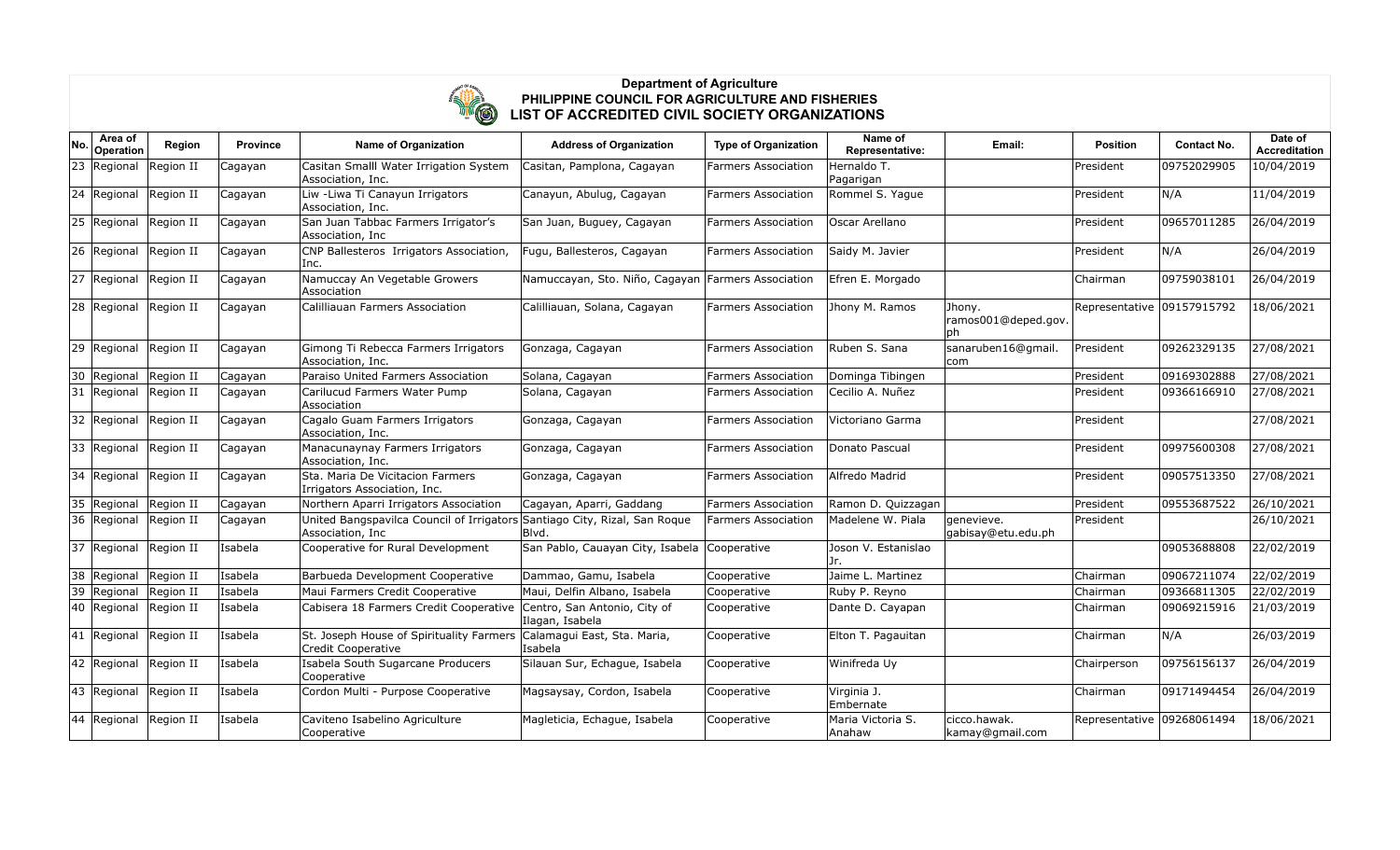**Department of Agriculture**
**PHILIPPINE COUNCIL FOR AGRICULTURE AND FISHERIES**
**LIST OF ACCREDITED CIVIL SOCIETY ORGANIZATIONS**

| No. | Area of Operation | Region | Province | Name of Organization | Address of Organization | Type of Organization | Name of Representative: | Email: | Position | Contact No. | Date of Accreditation |
|---|---|---|---|---|---|---|---|---|---|---|---|
| 23 | Regional | Region II | Cagayan | Casitan Smalll Water Irrigation System Association, Inc. | Casitan, Pamplona, Cagayan | Farmers Association | Hernaldo T. Pagarigan | | President | 09752029905 | 10/04/2019 |
| 24 | Regional | Region II | Cagayan | Liw -Liwa Ti Canayun Irrigators Association, Inc. | Canayun, Abulug, Cagayan | Farmers Association | Rommel S. Yague | | President | N/A | 11/04/2019 |
| 25 | Regional | Region II | Cagayan | San Juan Tabbac Farmers Irrigator's Association, Inc | San Juan, Buguey, Cagayan | Farmers Association | Oscar Arellano | | President | 09657011285 | 26/04/2019 |
| 26 | Regional | Region II | Cagayan | CNP Ballesteros Irrigators Association, Inc. | Fugu, Ballesteros, Cagayan | Farmers Association | Saidy M. Javier | | President | N/A | 26/04/2019 |
| 27 | Regional | Region II | Cagayan | Namuccay An Vegetable Growers Association | Namuccayan, Sto. Niño, Cagayan | Farmers Association | Efren E. Morgado | | Chairman | 09759038101 | 26/04/2019 |
| 28 | Regional | Region II | Cagayan | Calilliauan Farmers Association | Calilliauan, Solana, Cagayan | Farmers Association | Jhony M. Ramos | Jhony.ramos001@deped.gov.ph | Representative | 09157915792 | 18/06/2021 |
| 29 | Regional | Region II | Cagayan | Gimong Ti Rebecca Farmers Irrigators Association, Inc. | Gonzaga, Cagayan | Farmers Association | Ruben S. Sana | sanaruben16@gmail.com | President | 09262329135 | 27/08/2021 |
| 30 | Regional | Region II | Cagayan | Paraiso United Farmers Association | Solana, Cagayan | Farmers Association | Dominga Tibingen | | President | 09169302888 | 27/08/2021 |
| 31 | Regional | Region II | Cagayan | Carilucud Farmers Water Pump Association | Solana, Cagayan | Farmers Association | Cecilio A. Nuñez | | President | 09366166910 | 27/08/2021 |
| 32 | Regional | Region II | Cagayan | Cagalo Guam Farmers Irrigators Association, Inc. | Gonzaga, Cagayan | Farmers Association | Victoriano Garma | | President | | 27/08/2021 |
| 33 | Regional | Region II | Cagayan | Manacunaynay Farmers Irrigators Association, Inc. | Gonzaga, Cagayan | Farmers Association | Donato Pascual | | President | 09975600308 | 27/08/2021 |
| 34 | Regional | Region II | Cagayan | Sta. Maria De Vicitacion Farmers Irrigators Association, Inc. | Gonzaga, Cagayan | Farmers Association | Alfredo Madrid | | President | 09057513350 | 27/08/2021 |
| 35 | Regional | Region II | Cagayan | Northern Aparri Irrigators Association | Cagayan, Aparri, Gaddang | Farmers Association | Ramon D. Quizzagan | | President | 09553687522 | 26/10/2021 |
| 36 | Regional | Region II | Cagayan | United Bangspavilca Council of Irrigators Association, Inc | Santiago City, Rizal, San Roque Blvd. | Farmers Association | Madelene W. Piala | genevieve.gabisay@etu.edu.ph | President | | 26/10/2021 |
| 37 | Regional | Region II | Isabela | Cooperative for Rural Development | San Pablo, Cauayan City, Isabela | Cooperative | Joson V. Estanislao Jr. | | | 09053688808 | 22/02/2019 |
| 38 | Regional | Region II | Isabela | Barbueda Development Cooperative | Dammao, Gamu, Isabela | Cooperative | Jaime L. Martinez | | Chairman | 09067211074 | 22/02/2019 |
| 39 | Regional | Region II | Isabela | Maui Farmers Credit Cooperative | Maui, Delfin Albano, Isabela | Cooperative | Ruby P. Reyno | | Chairman | 09366811305 | 22/02/2019 |
| 40 | Regional | Region II | Isabela | Cabisera 18 Farmers Credit Cooperative | Centro, San Antonio, City of Ilagan, Isabela | Cooperative | Dante D. Cayapan | | Chairman | 09069215916 | 21/03/2019 |
| 41 | Regional | Region II | Isabela | St. Joseph House of Spirituality Farmers Credit Cooperative | Calamagui East, Sta. Maria, Isabela | Cooperative | Elton T. Pagauitan | | Chairman | N/A | 26/03/2019 |
| 42 | Regional | Region II | Isabela | Isabela South Sugarcane Producers Cooperative | Silauan Sur, Echague, Isabela | Cooperative | Winifreda Uy | | Chairperson | 09756156137 | 26/04/2019 |
| 43 | Regional | Region II | Isabela | Cordon Multi - Purpose Cooperative | Magsaysay, Cordon, Isabela | Cooperative | Virginia J. Embernate | | Chairman | 09171494454 | 26/04/2019 |
| 44 | Regional | Region II | Isabela | Caviteno Isabelino Agriculture Cooperative | Magleticia, Echague, Isabela | Cooperative | Maria Victoria S. Anahaw | cicco.hawak.kamay@gmail.com | Representative | 09268061494 | 18/06/2021 |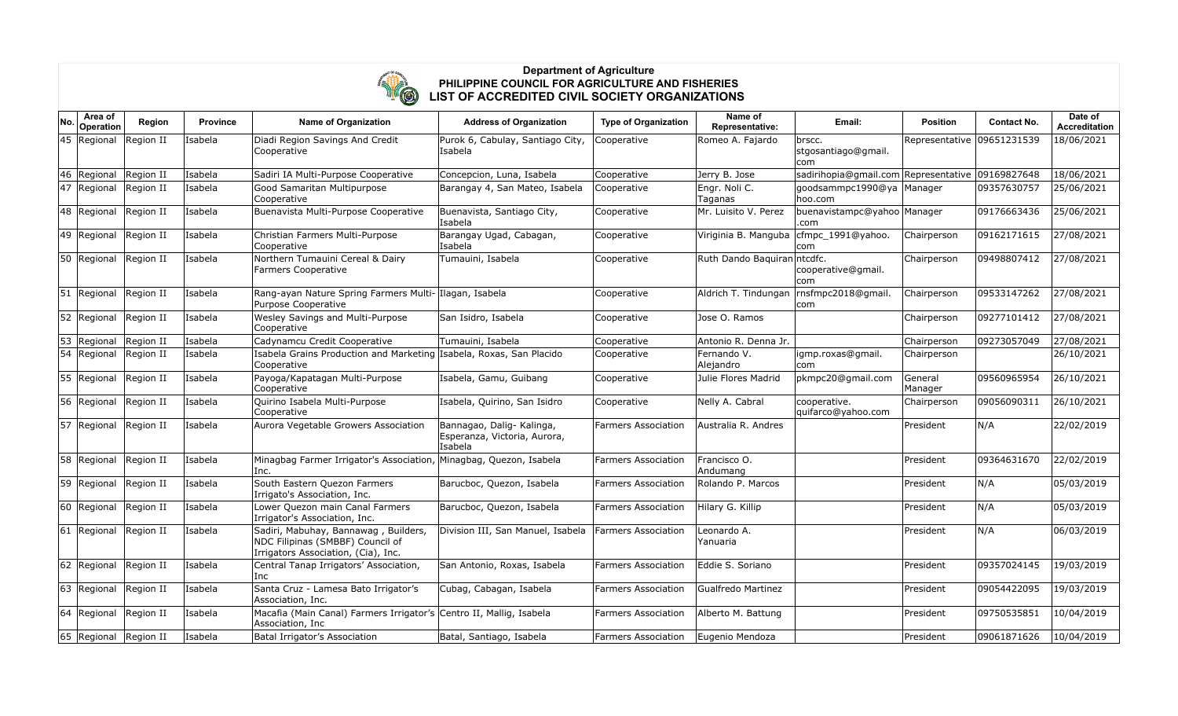**Department of Agriculture**
**PHILIPPINE COUNCIL FOR AGRICULTURE AND FISHERIES**
**LIST OF ACCREDITED CIVIL SOCIETY ORGANIZATIONS**

| No. | Area of Operation | Region | Province | Name of Organization | Address of Organization | Type of Organization | Name of Representative: | Email: | Position | Contact No. | Date of Accreditation |
|---|---|---|---|---|---|---|---|---|---|---|---|
| 45 | Regional | Region II | Isabela | Diadi Region Savings And Credit Cooperative | Purok 6, Cabulay, Santiago City, Isabela | Cooperative | Romeo A. Fajardo | brscc. stgosantiago@gmail. com | Representative | 09651231539 | 18/06/2021 |
| 46 | Regional | Region II | Isabela | Sadiri IA Multi-Purpose Cooperative | Concepcion, Luna, Isabela | Cooperative | Jerry B. Jose | sadirihopia@gmail.com | Representative | 09169827648 | 18/06/2021 |
| 47 | Regional | Region II | Isabela | Good Samaritan Multipurpose Cooperative | Barangay 4, San Mateo, Isabela | Cooperative | Engr. Noli C. Taganas | goodsammpc1990@ya hoo.com | Manager | 09357630757 | 25/06/2021 |
| 48 | Regional | Region II | Isabela | Buenavista Multi-Purpose Cooperative | Buenavista, Santiago City, Isabela | Cooperative | Mr. Luisito V. Perez | buenavistampc@yahoo .com | Manager | 09176663436 | 25/06/2021 |
| 49 | Regional | Region II | Isabela | Christian Farmers Multi-Purpose Cooperative | Barangay Ugad, Cabagan, Isabela | Cooperative | Viriginia B. Manguba | cfmpc_1991@yahoo. com | Chairperson | 09162171615 | 27/08/2021 |
| 50 | Regional | Region II | Isabela | Northern Tumauini Cereal & Dairy Farmers Cooperative | Tumauini, Isabela | Cooperative | Ruth Dando Baquiran | ntcdfc. cooperative@gmail. com | Chairperson | 09498807412 | 27/08/2021 |
| 51 | Regional | Region II | Isabela | Rang-ayan Nature Spring Farmers Multi-Purpose Cooperative | Ilagan, Isabela | Cooperative | Aldrich T. Tindungan | rnsfmpc2018@gmail. com | Chairperson | 09533147262 | 27/08/2021 |
| 52 | Regional | Region II | Isabela | Wesley Savings and Multi-Purpose Cooperative | San Isidro, Isabela | Cooperative | Jose O. Ramos | | Chairperson | 09277101412 | 27/08/2021 |
| 53 | Regional | Region II | Isabela | Cadynamcu Credit Cooperative | Tumauini, Isabela | Cooperative | Antonio R. Denna Jr. | | Chairperson | 09273057049 | 27/08/2021 |
| 54 | Regional | Region II | Isabela | Isabela Grains Production and Marketing Cooperative | Isabela, Roxas, San Placido | Cooperative | Fernando V. Alejandro | igmp.roxas@gmail. com | Chairperson | | 26/10/2021 |
| 55 | Regional | Region II | Isabela | Payoga/Kapatagan Multi-Purpose Cooperative | Isabela, Gamu, Guibang | Cooperative | Julie Flores Madrid | pkmpc20@gmail.com | General Manager | 09560965954 | 26/10/2021 |
| 56 | Regional | Region II | Isabela | Quirino Isabela Multi-Purpose Cooperative | Isabela, Quirino, San Isidro | Cooperative | Nelly A. Cabral | cooperative. quifarco@yahoo.com | Chairperson | 09056090311 | 26/10/2021 |
| 57 | Regional | Region II | Isabela | Aurora Vegetable Growers Association | Bannagao, Dalig- Kalinga, Esperanza, Victoria, Aurora, Isabela | Farmers Association | Australia R. Andres | | President | N/A | 22/02/2019 |
| 58 | Regional | Region II | Isabela | Minagbag Farmer Irrigator's Association, Inc. | Minagbag, Quezon, Isabela | Farmers Association | Francisco O. Andumang | | President | 09364631670 | 22/02/2019 |
| 59 | Regional | Region II | Isabela | South Eastern Quezon Farmers Irrigato's Association, Inc. | Barucboc, Quezon, Isabela | Farmers Association | Rolando P. Marcos | | President | N/A | 05/03/2019 |
| 60 | Regional | Region II | Isabela | Lower Quezon main Canal Farmers Irrigator's Association, Inc. | Barucboc, Quezon, Isabela | Farmers Association | Hilary G. Killip | | President | N/A | 05/03/2019 |
| 61 | Regional | Region II | Isabela | Sadiri, Mabuhay, Bannawag , Builders, NDC Filipinas (SMBBF) Council of Irrigators Association, (Cia), Inc. | Division III, San Manuel, Isabela | Farmers Association | Leonardo A. Yanuaria | | President | N/A | 06/03/2019 |
| 62 | Regional | Region II | Isabela | Central Tanap Irrigators' Association, Inc | San Antonio, Roxas, Isabela | Farmers Association | Eddie S. Soriano | | President | 09357024145 | 19/03/2019 |
| 63 | Regional | Region II | Isabela | Santa Cruz - Lamesa Bato Irrigator's Association, Inc. | Cubag, Cabagan, Isabela | Farmers Association | Gualfredo Martinez | | President | 09054422095 | 19/03/2019 |
| 64 | Regional | Region II | Isabela | Macafia (Main Canal) Farmers Irrigator's Association, Inc | Centro II, Mallig, Isabela | Farmers Association | Alberto M. Battung | | President | 09750535851 | 10/04/2019 |
| 65 | Regional | Region II | Isabela | Batal Irrigator's Association | Batal, Santiago, Isabela | Farmers Association | Eugenio Mendoza | | President | 09061871626 | 10/04/2019 |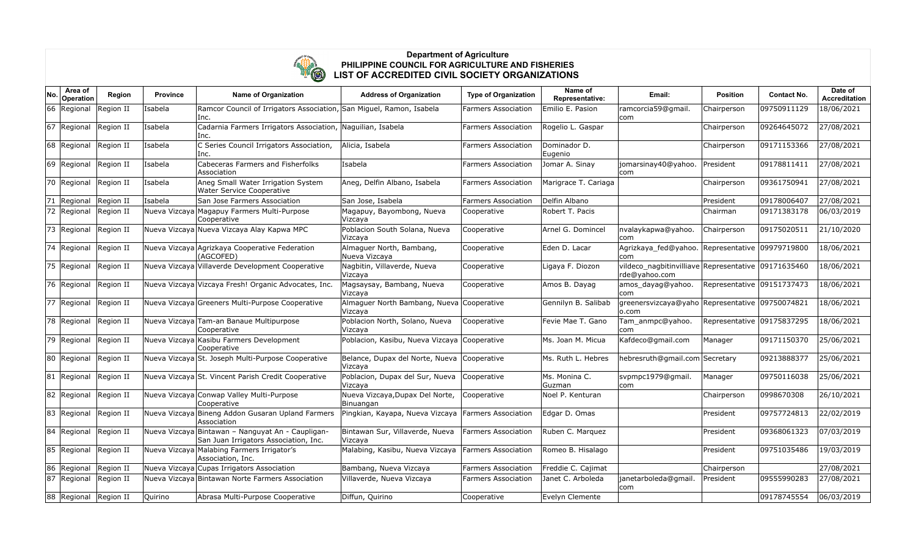**Department of Agriculture**
**PHILIPPINE COUNCIL FOR AGRICULTURE AND FISHERIES**
**LIST OF ACCREDITED CIVIL SOCIETY ORGANIZATIONS**

| No. | Area of Operation | Region | Province | Name of Organization | Address of Organization | Type of Organization | Name of Representative: | Email: | Position | Contact No. | Date of Accreditation |
|---|---|---|---|---|---|---|---|---|---|---|---|
| 66 | Regional | Region II | Isabela | Ramcor Council of Irrigators Association, Inc. | San Miguel, Ramon, Isabela | Farmers Association | Emilio E. Pasion | ramcorcia59@gmail.com | Chairperson | 09750911129 | 18/06/2021 |
| 67 | Regional | Region II | Isabela | Cadarnia Farmers Irrigators Association, Inc. | Naguilian, Isabela | Farmers Association | Rogelio L. Gaspar | | Chairperson | 09264645072 | 27/08/2021 |
| 68 | Regional | Region II | Isabela | C Series Council Irrigators Association, Inc. | Alicia, Isabela | Farmers Association | Dominador D. Eugenio | | Chairperson | 09171153366 | 27/08/2021 |
| 69 | Regional | Region II | Isabela | Cabeceras Farmers and Fisherfolks Association | Isabela | Farmers Association | Jomar A. Sinay | jomarsinay40@yahoo.com | President | 09178811411 | 27/08/2021 |
| 70 | Regional | Region II | Isabela | Aneg Small Water Irrigation System Water Service Cooperative | Aneg, Delfin Albano, Isabela | Farmers Association | Marigrace T. Cariaga | | Chairperson | 09361750941 | 27/08/2021 |
| 71 | Regional | Region II | Isabela | San Jose Farmers Association | San Jose, Isabela | Farmers Association | Delfin Albano | | President | 09178006407 | 27/08/2021 |
| 72 | Regional | Region II | Nueva Vizcaya | Magapuy Farmers Multi-Purpose Cooperative | Magapuy, Bayombong, Nueva Vizcaya | Cooperative | Robert T. Pacis | | Chairman | 09171383178 | 06/03/2019 |
| 73 | Regional | Region II | Nueva Vizcaya | Nueva Vizcaya Alay Kapwa MPC | Poblacion South Solana, Nueva Vizcaya | Cooperative | Arnel G. Domincel | nvalaykapwa@yahoo.com | Chairperson | 09175020511 | 21/10/2020 |
| 74 | Regional | Region II | Nueva Vizcaya | Agrizkaya Cooperative Federation (AGCOFED) | Almaguer North, Bambang, Nueva Vizcaya | Cooperative | Eden D. Lacar | Agrizkaya_fed@yahoo.com | Representative | 09979719800 | 18/06/2021 |
| 75 | Regional | Region II | Nueva Vizcaya | Villaverde Development Cooperative | Nagbitin, Villaverde, Nueva Vizcaya | Cooperative | Ligaya F. Diozon | vildeco_nagbitinvilliaverde@yahoo.com | Representative | 09171635460 | 18/06/2021 |
| 76 | Regional | Region II | Nueva Vizcaya | Vizcaya Fresh! Organic Advocates, Inc. | Magsaysay, Bambang, Nueva Vizcaya | Cooperative | Amos B. Dayag | amos_dayag@yahoo.com | Representative | 09151737473 | 18/06/2021 |
| 77 | Regional | Region II | Nueva Vizcaya | Greeners Multi-Purpose Cooperative | Almaguer North Bambang, Nueva Vizcaya | Cooperative | Gennilyn B. Salibab | greenersvizcaya@yahoo.com | Representative | 09750074821 | 18/06/2021 |
| 78 | Regional | Region II | Nueva Vizcaya | Tam-an Banaue Multipurpose Cooperative | Poblacion North, Solano, Nueva Vizcaya | Cooperative | Fevie Mae T. Gano | Tam_anmpc@yahoo.com | Representative | 09175837295 | 18/06/2021 |
| 79 | Regional | Region II | Nueva Vizcaya | Kasibu Farmers Development Cooperative | Poblacion, Kasibu, Nueva Vizcaya | Cooperative | Ms. Joan M. Micua | Kafdeco@gmail.com | Manager | 09171150370 | 25/06/2021 |
| 80 | Regional | Region II | Nueva Vizcaya | St. Joseph Multi-Purpose Cooperative | Belance, Dupax del Norte, Nueva Vizcaya | Cooperative | Ms. Ruth L. Hebres | hebresruth@gmail.com | Secretary | 09213888377 | 25/06/2021 |
| 81 | Regional | Region II | Nueva Vizcaya | St. Vincent Parish Credit Cooperative | Poblacion, Dupax del Sur, Nueva Vizcaya | Cooperative | Ms. Monina C. Guzman | svpmpc1979@gmail.com | Manager | 09750116038 | 25/06/2021 |
| 82 | Regional | Region II | Nueva Vizcaya | Conwap Valley Multi-Purpose Cooperative | Nueva Vizcaya,Dupax Del Norte, Binuangan | Cooperative | Noel P. Kenturan | | Chairperson | 0998670308 | 26/10/2021 |
| 83 | Regional | Region II | Nueva Vizcaya | Bineng Addon Gusaran Upland Farmers Association | Pingkian, Kayapa, Nueva Vizcaya | Farmers Association | Edgar D. Omas | | President | 09757724813 | 22/02/2019 |
| 84 | Regional | Region II | Nueva Vizcaya | Bintawan – Nanguyat An - Caupligan-San Juan Irrigators Association, Inc. | Bintawan Sur, Villaverde, Nueva Vizcaya | Farmers Association | Ruben C. Marquez | | President | 09368061323 | 07/03/2019 |
| 85 | Regional | Region II | Nueva Vizcaya | Malabing Farmers Irrigator's Association, Inc. | Malabing, Kasibu, Nueva Vizcaya | Farmers Association | Romeo B. Hisalago | | President | 09751035486 | 19/03/2019 |
| 86 | Regional | Region II | Nueva Vizcaya | Cupas Irrigators Association | Bambang, Nueva Vizcaya | Farmers Association | Freddie C. Cajimat | | Chairperson | | 27/08/2021 |
| 87 | Regional | Region II | Nueva Vizcaya | Bintawan Norte Farmers Association | Villaverde, Nueva Vizcaya | Farmers Association | Janet C. Arboleda | janetarboleda@gmail.com | President | 09555990283 | 27/08/2021 |
| 88 | Regional | Region II | Quirino | Abrasa Multi-Purpose Cooperative | Diffun, Quirino | Cooperative | Evelyn Clemente | | | 09178745554 | 06/03/2019 |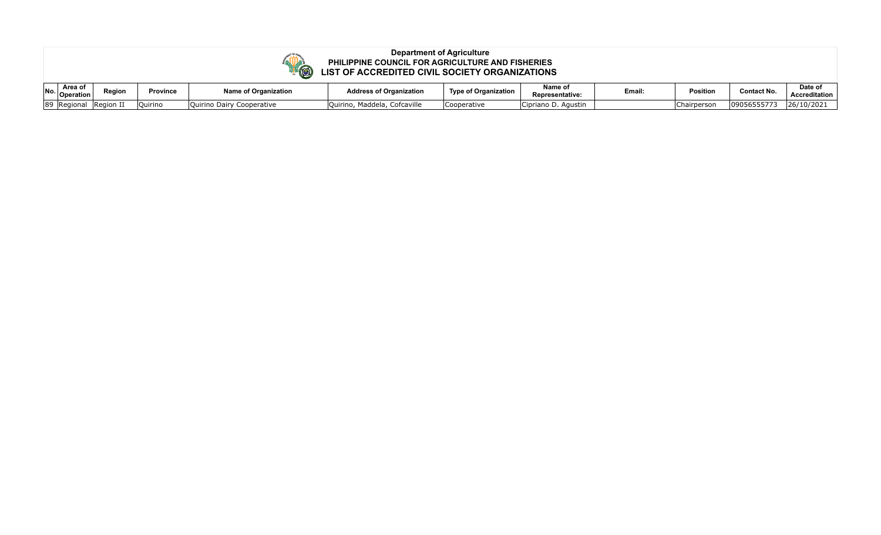**Department of Agriculture**
**PHILIPPINE COUNCIL FOR AGRICULTURE AND FISHERIES**
**LIST OF ACCREDITED CIVIL SOCIETY ORGANIZATIONS**

| No. | Area of Operation | Region | Province | Name of Organization | Address of Organization | Type of Organization | Name of Representative: | Email: | Position | Contact No. | Date of Accreditation |
|---|---|---|---|---|---|---|---|---|---|---|---|
| 89 | Regional | Region II | Quirino | Quirino Dairy Cooperative | Quirino, Maddela, Cofcaville | Cooperative | Cipriano D. Agustin | | Chairperson | 09056555773 | 26/10/2021 |